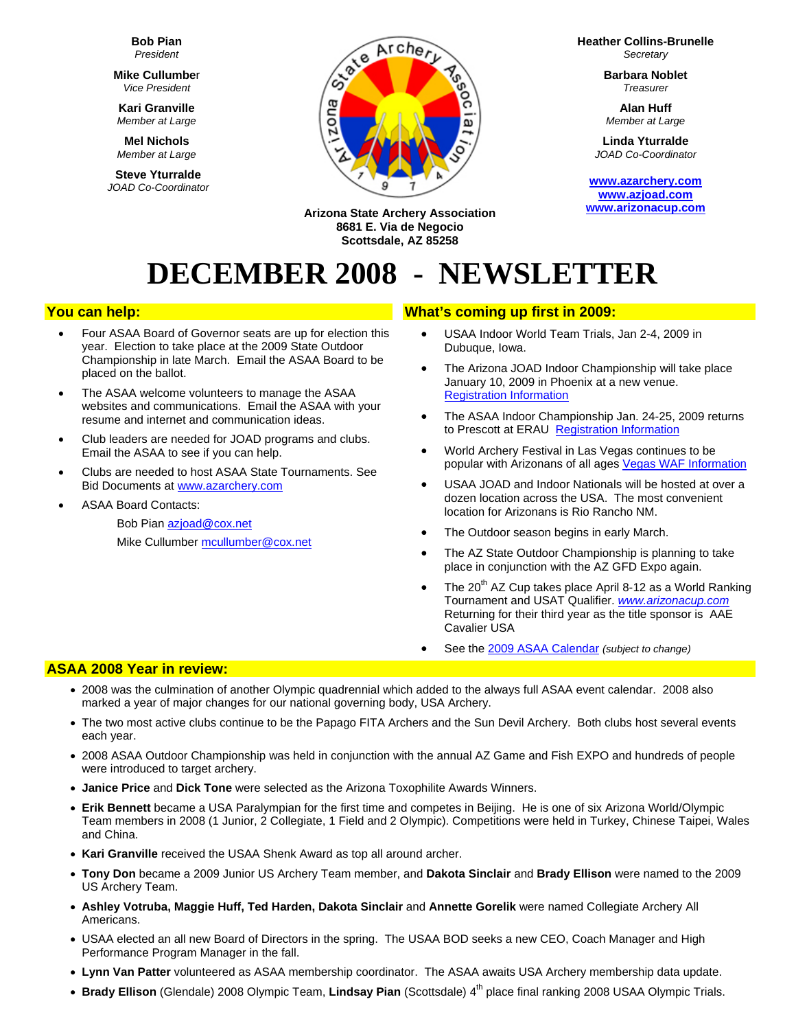**Bob Pian**
*President*

**Mike Cullumber**
*Vice President*

**Kari Granville**
*Member at Large*

**Mel Nichols**
*Member at Large*

**Steve Yturralde**
*JOAD Co-Coordinator*

**Heather Collins-Brunelle**
*Secretary*

**Barbara Noblet**
*Treasurer*

**Alan Huff**
*Member at Large*

**Linda Yturralde**
*JOAD Co-Coordinator*

www.azarchery.com
www.azjoad.com
www.arizonacup.com

**Arizona State Archery Association**
**8681 E. Via de Negocio**
**Scottsdale, AZ 85258**

# DECEMBER 2008 - NEWSLETTER

## You can help:

- Four ASAA Board of Governor seats are up for election this year. Election to take place at the 2009 State Outdoor Championship in late March. Email the ASAA Board to be placed on the ballot.
- The ASAA welcome volunteers to manage the ASAA websites and communications. Email the ASAA with your resume and internet and communication ideas.
- Club leaders are needed for JOAD programs and clubs. Email the ASAA to see if you can help.
- Clubs are needed to host ASAA State Tournaments. See Bid Documents at www.azarchery.com
- ASAA Board Contacts:

  Bob Pian azjoad@cox.net

  Mike Cullumber mcullumber@cox.net

## What's coming up first in 2009:

- USAA Indoor World Team Trials, Jan 2-4, 2009 in Dubuque, Iowa.
- The Arizona JOAD Indoor Championship will take place January 10, 2009 in Phoenix at a new venue. Registration Information
- The ASAA Indoor Championship Jan. 24-25, 2009 returns to Prescott at ERAU Registration Information
- World Archery Festival in Las Vegas continues to be popular with Arizonans of all ages Vegas WAF Information
- USAA JOAD and Indoor Nationals will be hosted at over a dozen location across the USA. The most convenient location for Arizonans is Rio Rancho NM.
- The Outdoor season begins in early March.
- The AZ State Outdoor Championship is planning to take place in conjunction with the AZ GFD Expo again.
- The 20th AZ Cup takes place April 8-12 as a World Ranking Tournament and USAT Qualifier. *www.arizonacup.com* Returning for their third year as the title sponsor is AAE Cavalier USA
- See the 2009 ASAA Calendar *(subject to change)*

## ASAA 2008 Year in review:

- 2008 was the culmination of another Olympic quadrennial which added to the always full ASAA event calendar. 2008 also marked a year of major changes for our national governing body, USA Archery.
- The two most active clubs continue to be the Papago FITA Archers and the Sun Devil Archery. Both clubs host several events each year.
- 2008 ASAA Outdoor Championship was held in conjunction with the annual AZ Game and Fish EXPO and hundreds of people were introduced to target archery.
- **Janice Price** and **Dick Tone** were selected as the Arizona Toxophilite Awards Winners.
- **Erik Bennett** became a USA Paralympian for the first time and competes in Beijing. He is one of six Arizona World/Olympic Team members in 2008 (1 Junior, 2 Collegiate, 1 Field and 2 Olympic). Competitions were held in Turkey, Chinese Taipei, Wales and China.
- **Kari Granville** received the USAA Shenk Award as top all around archer.
- **Tony Don** became a 2009 Junior US Archery Team member, and **Dakota Sinclair** and **Brady Ellison** were named to the 2009 US Archery Team.
- **Ashley Votruba, Maggie Huff, Ted Harden, Dakota Sinclair** and **Annette Gorelik** were named Collegiate Archery All Americans.
- USAA elected an all new Board of Directors in the spring. The USAA BOD seeks a new CEO, Coach Manager and High Performance Program Manager in the fall.
- **Lynn Van Patter** volunteered as ASAA membership coordinator. The ASAA awaits USA Archery membership data update.
- **Brady Ellison** (Glendale) 2008 Olympic Team, **Lindsay Pian** (Scottsdale) 4th place final ranking 2008 USAA Olympic Trials.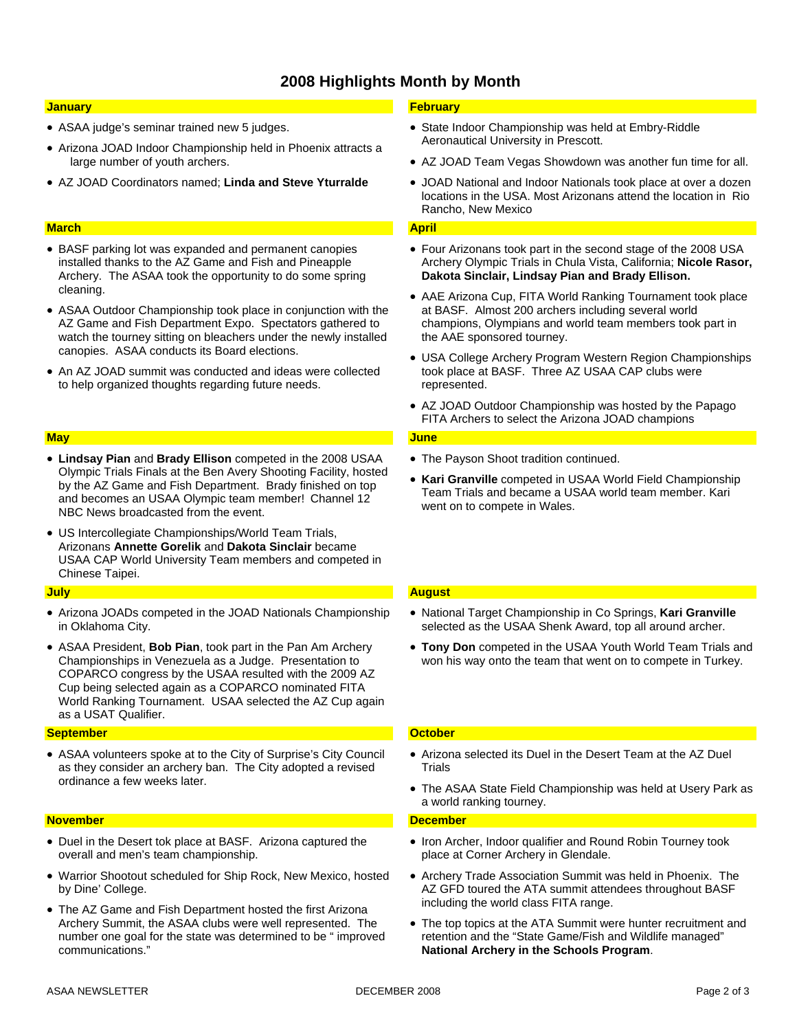# 2008 Highlights Month by Month

## January

- ASAA judge's seminar trained new 5 judges.
- Arizona JOAD Indoor Championship held in Phoenix attracts a large number of youth archers.
- AZ JOAD Coordinators named; **Linda and Steve Yturralde**

## February

- State Indoor Championship was held at Embry-Riddle Aeronautical University in Prescott.
- AZ JOAD Team Vegas Showdown was another fun time for all.
- JOAD National and Indoor Nationals took place at over a dozen locations in the USA. Most Arizonans attend the location in Rio Rancho, New Mexico

## March

- BASF parking lot was expanded and permanent canopies installed thanks to the AZ Game and Fish and Pineapple Archery. The ASAA took the opportunity to do some spring cleaning.
- ASAA Outdoor Championship took place in conjunction with the AZ Game and Fish Department Expo. Spectators gathered to watch the tourney sitting on bleachers under the newly installed canopies. ASAA conducts its Board elections.
- An AZ JOAD summit was conducted and ideas were collected to help organized thoughts regarding future needs.

## April

- Four Arizonans took part in the second stage of the 2008 USA Archery Olympic Trials in Chula Vista, California; **Nicole Rasor, Dakota Sinclair, Lindsay Pian and Brady Ellison.**
- AAE Arizona Cup, FITA World Ranking Tournament took place at BASF. Almost 200 archers including several world champions, Olympians and world team members took part in the AAE sponsored tourney.
- USA College Archery Program Western Region Championships took place at BASF. Three AZ USAA CAP clubs were represented.
- AZ JOAD Outdoor Championship was hosted by the Papago FITA Archers to select the Arizona JOAD champions

## May

- **Lindsay Pian** and **Brady Ellison** competed in the 2008 USAA Olympic Trials Finals at the Ben Avery Shooting Facility, hosted by the AZ Game and Fish Department. Brady finished on top and becomes an USAA Olympic team member! Channel 12 NBC News broadcasted from the event.
- US Intercollegiate Championships/World Team Trials, Arizonans **Annette Gorelik** and **Dakota Sinclair** became USAA CAP World University Team members and competed in Chinese Taipei.

## June

- The Payson Shoot tradition continued.
- **Kari Granville** competed in USAA World Field Championship Team Trials and became a USAA world team member. Kari went on to compete in Wales.

## July

- Arizona JOADs competed in the JOAD Nationals Championship in Oklahoma City.
- ASAA President, **Bob Pian**, took part in the Pan Am Archery Championships in Venezuela as a Judge. Presentation to COPARCO congress by the USAA resulted with the 2009 AZ Cup being selected again as a COPARCO nominated FITA World Ranking Tournament. USAA selected the AZ Cup again as a USAT Qualifier.

## August

- National Target Championship in Co Springs, **Kari Granville** selected as the USAA Shenk Award, top all around archer.
- **Tony Don** competed in the USAA Youth World Team Trials and won his way onto the team that went on to compete in Turkey.

## September

- ASAA volunteers spoke at to the City of Surprise's City Council as they consider an archery ban. The City adopted a revised ordinance a few weeks later.

## October

- Arizona selected its Duel in the Desert Team at the AZ Duel Trials
- The ASAA State Field Championship was held at Usery Park as a world ranking tourney.

## November

- Duel in the Desert tok place at BASF. Arizona captured the overall and men's team championship.
- Warrior Shootout scheduled for Ship Rock, New Mexico, hosted by Dine' College.
- The AZ Game and Fish Department hosted the first Arizona Archery Summit, the ASAA clubs were well represented. The number one goal for the state was determined to be " improved communications."

## December

- Iron Archer, Indoor qualifier and Round Robin Tourney took place at Corner Archery in Glendale.
- Archery Trade Association Summit was held in Phoenix. The AZ GFD toured the ATA summit attendees throughout BASF including the world class FITA range.
- The top topics at the ATA Summit were hunter recruitment and retention and the "State Game/Fish and Wildlife managed" **National Archery in the Schools Program**.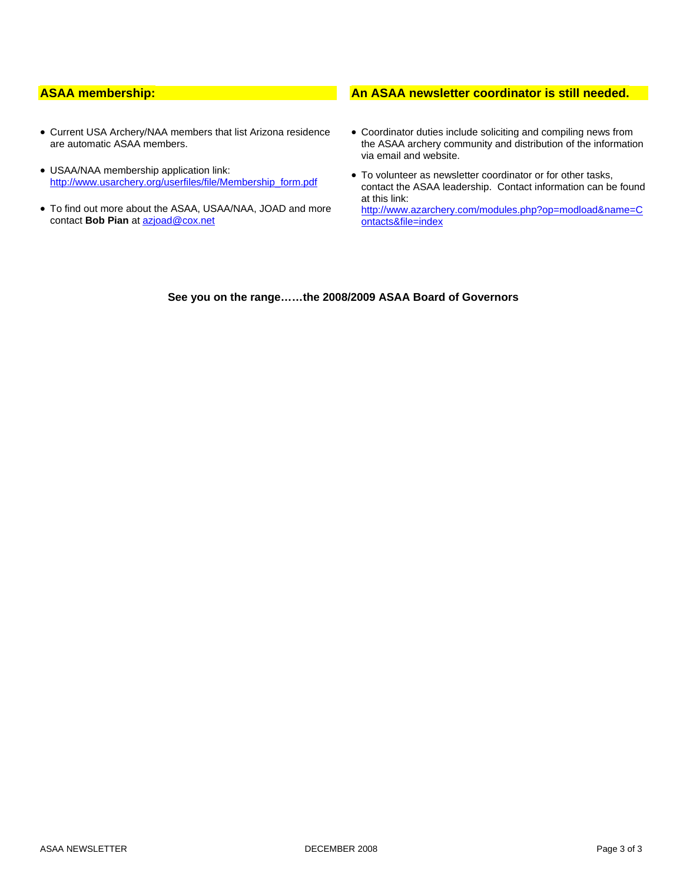## ASAA membership:

- Current USA Archery/NAA members that list Arizona residence are automatic ASAA members.
- USAA/NAA membership application link: http://www.usarchery.org/userfiles/file/Membership_form.pdf
- To find out more about the ASAA, USAA/NAA, JOAD and more contact **Bob Pian** at azjoad@cox.net

## An ASAA newsletter coordinator is still needed.

- Coordinator duties include soliciting and compiling news from the ASAA archery community and distribution of the information via email and website.
- To volunteer as newsletter coordinator or for other tasks, contact the ASAA leadership. Contact information can be found at this link: http://www.azarchery.com/modules.php?op=modload&name=Contacts&file=index

**See you on the range……the 2008/2009 ASAA Board of Governors**